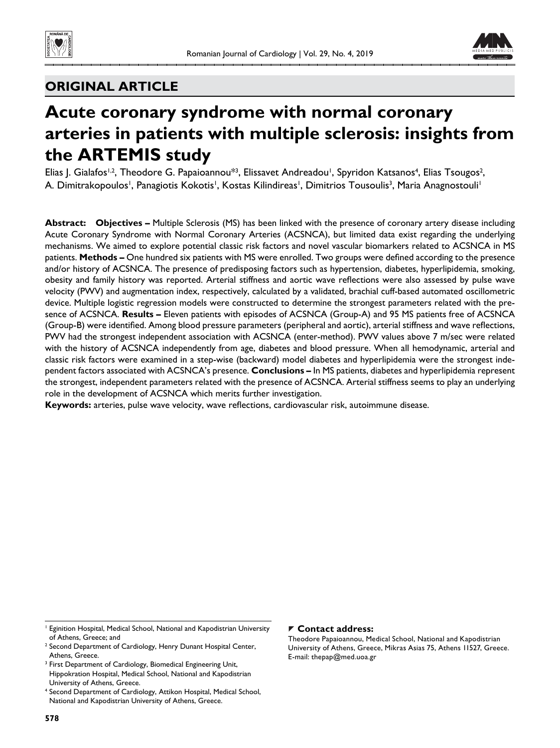## ORIGINAL ARTICLE

# Acute coronary syndrome with normal coronary arteries in patients with multiple sclerosis: insights from the ARTEMIS study

Elias J. Gialafos[1,2], Theodore G. Papaioannou*[3], Elissavet Andreadou[1], Spyridon Katsanos[4], Elias Tsougos[2], A. Dimitrakopoulos[1], Panagiotis Kokotis[1], Kostas Kilindireas[1], Dimitrios Tousoulis[3], Maria Anagnostouli[1]

**Abstract: Objectives –** Multiple Sclerosis (MS) has been linked with the presence of coronary artery disease including Acute Coronary Syndrome with Normal Coronary Arteries (ACSNCA), but limited data exist regarding the underlying mechanisms. We aimed to explore potential classic risk factors and novel vascular biomarkers related to ACSNCA in MS patients. **Methods –** One hundred six patients with MS were enrolled. Two groups were defined according to the presence and/or history of ACSNCA. The presence of predisposing factors such as hypertension, diabetes, hyperlipidemia, smoking, obesity and family history was reported. Arterial stiffness and aortic wave reflections were also assessed by pulse wave velocity (PWV) and augmentation index, respectively, calculated by a validated, brachial cuff-based automated oscillometric device. Multiple logistic regression models were constructed to determine the strongest parameters related with the presence of ACSNCA. **Results –** Eleven patients with episodes of ACSNCA (Group-A) and 95 MS patients free of ACSNCA (Group-B) were identified. Among blood pressure parameters (peripheral and aortic), arterial stiffness and wave reflections, PWV had the strongest independent association with ACSNCA (enter-method). PWV values above 7 m/sec were related with the history of ACSNCA independently from age, diabetes and blood pressure. When all hemodynamic, arterial and classic risk factors were examined in a step-wise (backward) model diabetes and hyperlipidemia were the strongest independent factors associated with ACSNCA's presence. **Conclusions –** In MS patients, diabetes and hyperlipidemia represent the strongest, independent parameters related with the presence of ACSNCA. Arterial stiffness seems to play an underlying role in the development of ACSNCA which merits further investigation.

**Keywords:** arteries, pulse wave velocity, wave reflections, cardiovascular risk, autoimmune disease.

---

[1] Eginition Hospital, Medical School, National and Kapodistrian University of Athens, Greece; and

[2] Second Department of Cardiology, Henry Dunant Hospital Center, Athens, Greece.

[3] First Department of Cardiology, Biomedical Engineering Unit, Hippokration Hospital, Medical School, National and Kapodistrian University of Athens, Greece.

[4] Second Department of Cardiology, Attikon Hospital, Medical School, National and Kapodistrian University of Athens, Greece.

**Contact address:**
Theodore Papaioannou, Medical School, National and Kapodistrian University of Athens, Greece, Mikras Asias 75, Athens 11527, Greece.
E-mail: thepap@med.uoa.gr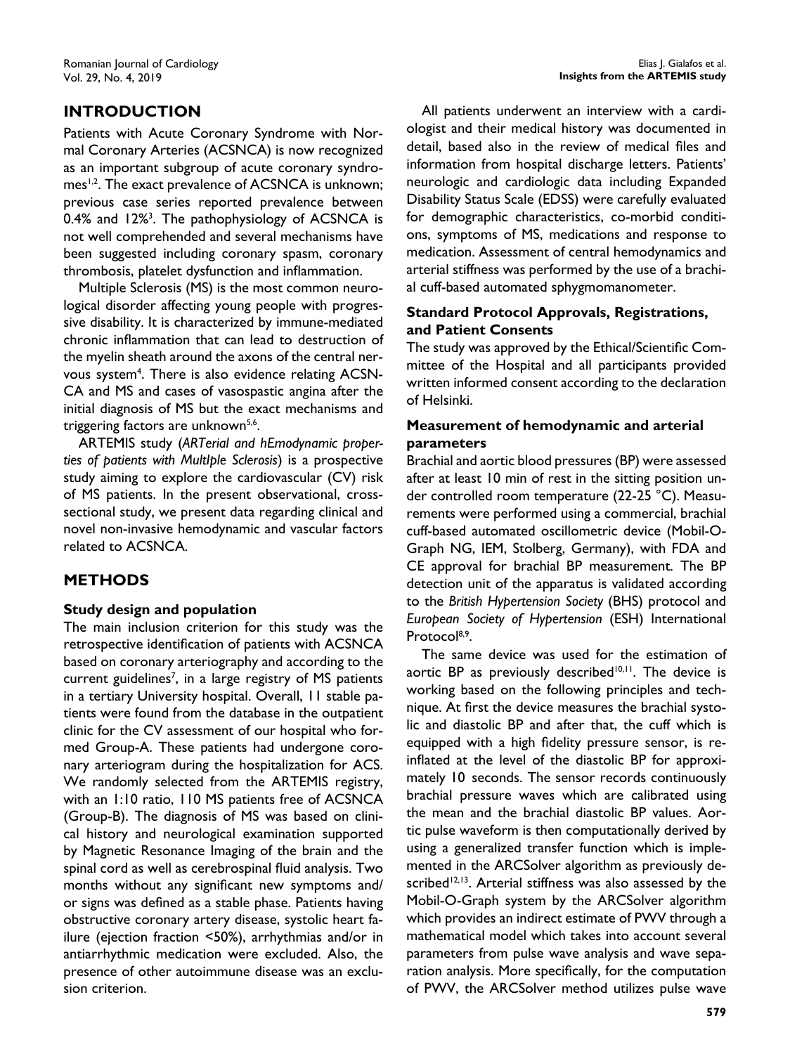## INTRODUCTION

Patients with Acute Coronary Syndrome with Normal Coronary Arteries (ACSNCA) is now recognized as an important subgroup of acute coronary syndromes[1,2]. The exact prevalence of ACSNCA is unknown; previous case series reported prevalence between 0.4% and 12%[3]. The pathophysiology of ACSNCA is not well comprehended and several mechanisms have been suggested including coronary spasm, coronary thrombosis, platelet dysfunction and inflammation.

Multiple Sclerosis (MS) is the most common neurological disorder affecting young people with progressive disability. It is characterized by immune-mediated chronic inflammation that can lead to destruction of the myelin sheath around the axons of the central nervous system[4]. There is also evidence relating ACSNCA and MS and cases of vasospastic angina after the initial diagnosis of MS but the exact mechanisms and triggering factors are unknown[5,6].

ARTEMIS study (*ARTerial and hEmodynamic properties of patients with MultIple Sclerosis*) is a prospective study aiming to explore the cardiovascular (CV) risk of MS patients. In the present observational, cross-sectional study, we present data regarding clinical and novel non-invasive hemodynamic and vascular factors related to ACSNCA.

## METHODS

### Study design and population

The main inclusion criterion for this study was the retrospective identification of patients with ACSNCA based on coronary arteriography and according to the current guidelines[7], in a large registry of MS patients in a tertiary University hospital. Overall, 11 stable patients were found from the database in the outpatient clinic for the CV assessment of our hospital who formed Group-A. These patients had undergone coronary arteriogram during the hospitalization for ACS. We randomly selected from the ARTEMIS registry, with an 1:10 ratio, 110 MS patients free of ACSNCA (Group-B). The diagnosis of MS was based on clinical history and neurological examination supported by Magnetic Resonance Imaging of the brain and the spinal cord as well as cerebrospinal fluid analysis. Two months without any significant new symptoms and/or signs was defined as a stable phase. Patients having obstructive coronary artery disease, systolic heart failure (ejection fraction <50%), arrhythmias and/or in antiarrhythmic medication were excluded. Also, the presence of other autoimmune disease was an exclusion criterion.

All patients underwent an interview with a cardiologist and their medical history was documented in detail, based also in the review of medical files and information from hospital discharge letters. Patients' neurologic and cardiologic data including Expanded Disability Status Scale (EDSS) were carefully evaluated for demographic characteristics, co-morbid conditions, symptoms of MS, medications and response to medication. Assessment of central hemodynamics and arterial stiffness was performed by the use of a brachial cuff-based automated sphygmomanometer.

### Standard Protocol Approvals, Registrations, and Patient Consents

The study was approved by the Ethical/Scientific Committee of the Hospital and all participants provided written informed consent according to the declaration of Helsinki.

### Measurement of hemodynamic and arterial parameters

Brachial and aortic blood pressures (BP) were assessed after at least 10 min of rest in the sitting position under controlled room temperature (22-25 °C). Measurements were performed using a commercial, brachial cuff-based automated oscillometric device (Mobil-O-Graph NG, IEM, Stolberg, Germany), with FDA and CE approval for brachial BP measurement. The BP detection unit of the apparatus is validated according to the *British Hypertension Society* (BHS) protocol and *European Society of Hypertension* (ESH) International Protocol[8,9].

The same device was used for the estimation of aortic BP as previously described[10,11]. The device is working based on the following principles and technique. At first the device measures the brachial systolic and diastolic BP and after that, the cuff which is equipped with a high fidelity pressure sensor, is re-inflated at the level of the diastolic BP for approximately 10 seconds. The sensor records continuously brachial pressure waves which are calibrated using the mean and the brachial diastolic BP values. Aortic pulse waveform is then computationally derived by using a generalized transfer function which is implemented in the ARCSolver algorithm as previously described[12,13]. Arterial stiffness was also assessed by the Mobil-O-Graph system by the ARCSolver algorithm which provides an indirect estimate of PWV through a mathematical model which takes into account several parameters from pulse wave analysis and wave separation analysis. More specifically, for the computation of PWV, the ARCSolver method utilizes pulse wave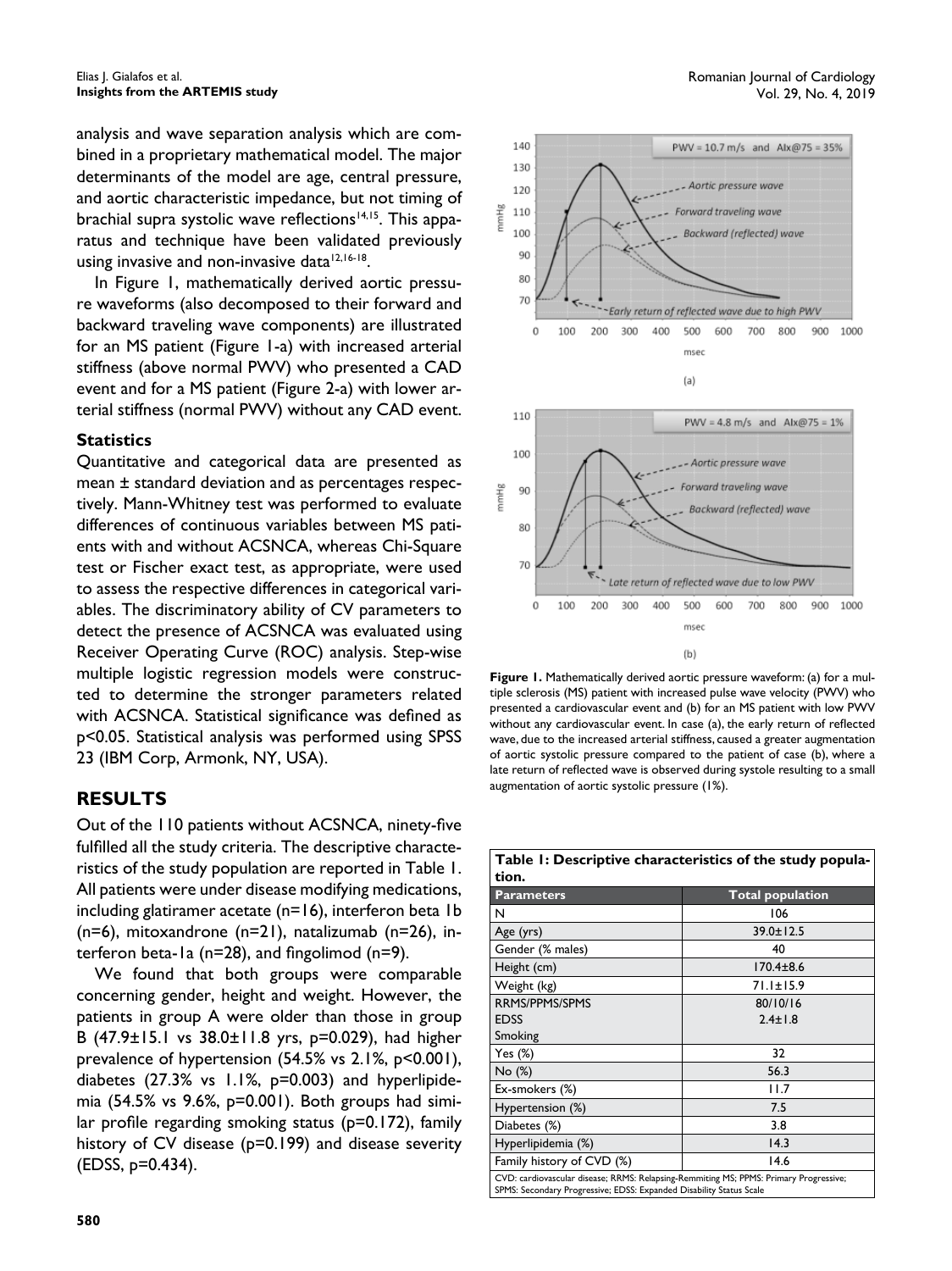analysis and wave separation analysis which are combined in a proprietary mathematical model. The major determinants of the model are age, central pressure, and aortic characteristic impedance, but not timing of brachial supra systolic wave reflections[14,15]. This apparatus and technique have been validated previously using invasive and non-invasive data[12,16-18].

In Figure 1, mathematically derived aortic pressure waveforms (also decomposed to their forward and backward traveling wave components) are illustrated for an MS patient (Figure 1-a) with increased arterial stiffness (above normal PWV) who presented a CAD event and for a MS patient (Figure 2-a) with lower arterial stiffness (normal PWV) without any CAD event.

### Statistics

Quantitative and categorical data are presented as mean ± standard deviation and as percentages respectively. Mann-Whitney test was performed to evaluate differences of continuous variables between MS patients with and without ACSNCA, whereas Chi-Square test or Fischer exact test, as appropriate, were used to assess the respective differences in categorical variables. The discriminatory ability of CV parameters to detect the presence of ACSNCA was evaluated using Receiver Operating Curve (ROC) analysis. Step-wise multiple logistic regression models were constructed to determine the stronger parameters related with ACSNCA. Statistical significance was defined as $p<0.05$. Statistical analysis was performed using SPSS 23 (IBM Corp, Armonk, NY, USA).

## RESULTS

Out of the 110 patients without ACSNCA, ninety-five fulfilled all the study criteria. The descriptive characteristics of the study population are reported in Table 1. All patients were under disease modifying medications, including glatiramer acetate (n=16), interferon beta 1b (n=6), mitoxandrone (n=21), natalizumab (n=26), interferon beta-1a (n=28), and fingolimod (n=9).

We found that both groups were comparable concerning gender, height and weight. However, the patients in group A were older than those in group B (47.9±15.1 vs 38.0±11.8 yrs, p=0.029), had higher prevalence of hypertension (54.5% vs 2.1%, p<0.001), diabetes (27.3% vs 1.1%, p=0.003) and hyperlipidemia (54.5% vs 9.6%, p=0.001). Both groups had similar profile regarding smoking status (p=0.172), family history of CV disease (p=0.199) and disease severity (EDSS, p=0.434).

**Figure 1.** Mathematically derived aortic pressure waveform: (a) for a multiple sclerosis (MS) patient with increased pulse wave velocity (PWV) who presented a cardiovascular event and (b) for an MS patient with low PWV without any cardiovascular event. In case (a), the early return of reflected wave, due to the increased arterial stiffness, caused a greater augmentation of aortic systolic pressure compared to the patient of case (b), where a late return of reflected wave is observed during systole resulting to a small augmentation of aortic systolic pressure (1%).

**Table 1: Descriptive characteristics of the study population.**

| Parameters | Total population |
|---|---|
| N | 106 |
| Age (yrs) | 39.0±12.5 |
| Gender (% males) | 40 |
| Height (cm) | 170.4±8.6 |
| Weight (kg) | 71.1±15.9 |
| RRMS/PPMS/SPMS | 80/10/16 |
| EDSS | 2.4±1.8 |
| Smoking | |
| Yes (%) | 32 |
| No (%) | 56.3 |
| Ex-smokers (%) | 11.7 |
| Hypertension (%) | 7.5 |
| Diabetes (%) | 3.8 |
| Hyperlipidemia (%) | 14.3 |
| Family history of CVD (%) | 14.6 |

CVD: cardiovascular disease; RRMS: Relapsing-Remmiting MS; PPMS: Primary Progressive; SPMS: Secondary Progressive; EDSS: Expanded Disability Status Scale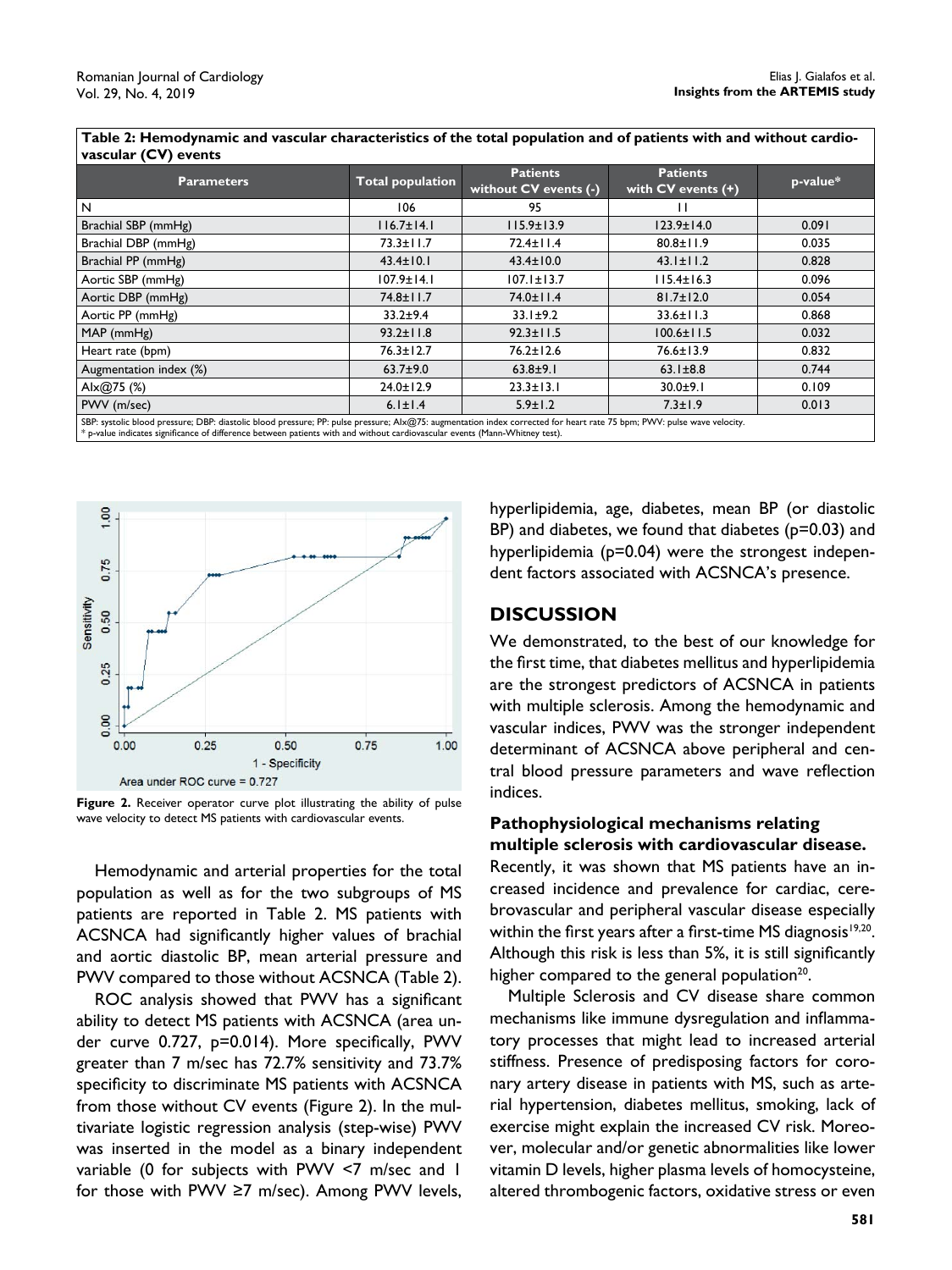**Table 2: Hemodynamic and vascular characteristics of the total population and of patients with and without cardiovascular (CV) events**

| Parameters | Total population | Patients without CV events (-) | Patients with CV events (+) | p-value* |
|---|---|---|---|---|
| N | 106 | 95 | 11 | |
| Brachial SBP (mmHg) | 116.7±14.1 | 115.9±13.9 | 123.9±14.0 | 0.091 |
| Brachial DBP (mmHg) | 73.3±11.7 | 72.4±11.4 | 80.8±11.9 | 0.035 |
| Brachial PP (mmHg) | 43.4±10.1 | 43.4±10.0 | 43.1±11.2 | 0.828 |
| Aortic SBP (mmHg) | 107.9±14.1 | 107.1±13.7 | 115.4±16.3 | 0.096 |
| Aortic DBP (mmHg) | 74.8±11.7 | 74.0±11.4 | 81.7±12.0 | 0.054 |
| Aortic PP (mmHg) | 33.2±9.4 | 33.1±9.2 | 33.6±11.3 | 0.868 |
| MAP (mmHg) | 93.2±11.8 | 92.3±11.5 | 100.6±11.5 | 0.032 |
| Heart rate (bpm) | 76.3±12.7 | 76.2±12.6 | 76.6±13.9 | 0.832 |
| Augmentation index (%) | 63.7±9.0 | 63.8±9.1 | 63.1±8.8 | 0.744 |
| AIx@75 (%) | 24.0±12.9 | 23.3±13.1 | 30.0±9.1 | 0.109 |
| PWV (m/sec) | 6.1±1.4 | 5.9±1.2 | 7.3±1.9 | 0.013 |

SBP: systolic blood pressure; DBP: diastolic blood pressure; PP: pulse pressure; AIx@75: augmentation index corrected for heart rate 75 bpm; PWV: pulse wave velocity.
* p-value indicates significance of difference between patients with and without cardiovascular events (Mann-Whitney test).

Area under ROC curve = 0.727

**Figure 2.** Receiver operator curve plot illustrating the ability of pulse wave velocity to detect MS patients with cardiovascular events.

Hemodynamic and arterial properties for the total population as well as for the two subgroups of MS patients are reported in Table 2. MS patients with ACSNCA had significantly higher values of brachial and aortic diastolic BP, mean arterial pressure and PWV compared to those without ACSNCA (Table 2).

ROC analysis showed that PWV has a significant ability to detect MS patients with ACSNCA (area under curve 0.727, p=0.014). More specifically, PWV greater than 7 m/sec has 72.7% sensitivity and 73.7% specificity to discriminate MS patients with ACSNCA from those without CV events (Figure 2). In the multivariate logistic regression analysis (step-wise) PWV was inserted in the model as a binary independent variable (0 for subjects with PWV <7 m/sec and 1 for those with PWV ≥7 m/sec). Among PWV levels, hyperlipidemia, age, diabetes, mean BP (or diastolic BP) and diabetes, we found that diabetes (p=0.03) and hyperlipidemia (p=0.04) were the strongest independent factors associated with ACSNCA's presence.

## DISCUSSION

We demonstrated, to the best of our knowledge for the first time, that diabetes mellitus and hyperlipidemia are the strongest predictors of ACSNCA in patients with multiple sclerosis. Among the hemodynamic and vascular indices, PWV was the stronger independent determinant of ACSNCA above peripheral and central blood pressure parameters and wave reflection indices.

### Pathophysiological mechanisms relating multiple sclerosis with cardiovascular disease.

Recently, it was shown that MS patients have an increased incidence and prevalence for cardiac, cerebrovascular and peripheral vascular disease especially within the first years after a first-time MS diagnosis[19,20]. Although this risk is less than 5%, it is still significantly higher compared to the general population[20].

Multiple Sclerosis and CV disease share common mechanisms like immune dysregulation and inflammatory processes that might lead to increased arterial stiffness. Presence of predisposing factors for coronary artery disease in patients with MS, such as arterial hypertension, diabetes mellitus, smoking, lack of exercise might explain the increased CV risk. Moreover, molecular and/or genetic abnormalities like lower vitamin D levels, higher plasma levels of homocysteine, altered thrombogenic factors, oxidative stress or even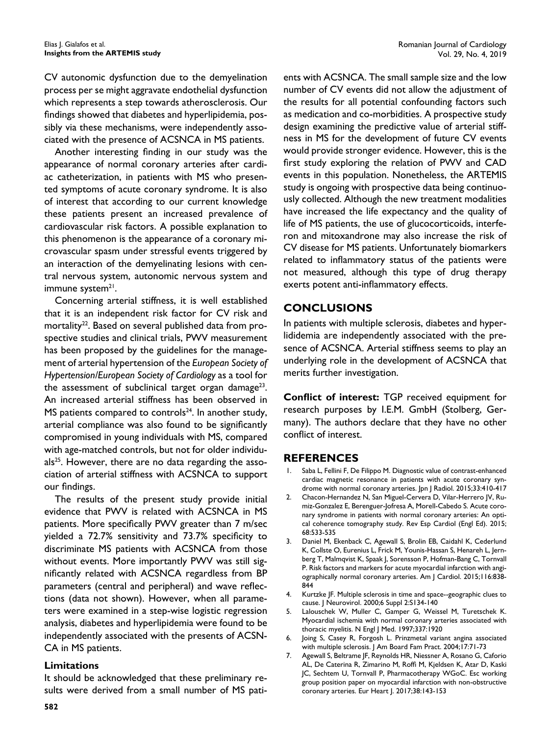CV autonomic dysfunction due to the demyelination process per se might aggravate endothelial dysfunction which represents a step towards atherosclerosis. Our findings showed that diabetes and hyperlipidemia, possibly via these mechanisms, were independently associated with the presence of ACSNCA in MS patients.

Another interesting finding in our study was the appearance of normal coronary arteries after cardiac catheterization, in patients with MS who presented symptoms of acute coronary syndrome. It is also of interest that according to our current knowledge these patients present an increased prevalence of cardiovascular risk factors. A possible explanation to this phenomenon is the appearance of a coronary microvascular spasm under stressful events triggered by an interaction of the demyelinating lesions with central nervous system, autonomic nervous system and immune system[21].

Concerning arterial stiffness, it is well established that it is an independent risk factor for CV risk and mortality[22]. Based on several published data from prospective studies and clinical trials, PWV measurement has been proposed by the guidelines for the management of arterial hypertension of the *European Society of Hypertension/European Society of Cardiology* as a tool for the assessment of subclinical target organ damage[23]. An increased arterial stiffness has been observed in MS patients compared to controls[24]. In another study, arterial compliance was also found to be significantly compromised in young individuals with MS, compared with age-matched controls, but not for older individuals[25]. However, there are no data regarding the association of arterial stiffness with ACSNCA to support our findings.

The results of the present study provide initial evidence that PWV is related with ACSNCA in MS patients. More specifically PWV greater than 7 m/sec yielded a 72.7% sensitivity and 73.7% specificity to discriminate MS patients with ACSNCA from those without events. More importantly PWV was still significantly related with ACSNCA regardless from BP parameters (central and peripheral) and wave reflections (data not shown). However, when all parameters were examined in a step-wise logistic regression analysis, diabetes and hyperlipidemia were found to be independently associated with the presents of ACSNCA in MS patients.

### Limitations

It should be acknowledged that these preliminary results were derived from a small number of MS patients with ACSNCA. The small sample size and the low number of CV events did not allow the adjustment of the results for all potential confounding factors such as medication and co-morbidities. A prospective study design examining the predictive value of arterial stiffness in MS for the development of future CV events would provide stronger evidence. However, this is the first study exploring the relation of PWV and CAD events in this population. Nonetheless, the ARTEMIS study is ongoing with prospective data being continuously collected. Although the new treatment modalities have increased the life expectancy and the quality of life of MS patients, the use of glucocorticoids, interferon and mitoxandrone may also increase the risk of CV disease for MS patients. Unfortunately biomarkers related to inflammatory status of the patients were not measured, although this type of drug therapy exerts potent anti-inflammatory effects.

## CONCLUSIONS

In patients with multiple sclerosis, diabetes and hyperlididemia are independently associated with the presence of ACSNCA. Arterial stiffness seems to play an underlying role in the development of ACSNCA that merits further investigation.

**Conflict of interest:** TGP received equipment for research purposes by I.E.M. GmbH (Stolberg, Germany). The authors declare that they have no other conflict of interest.

## REFERENCES

1. Saba L, Fellini F, De Filippo M. Diagnostic value of contrast-enhanced cardiac magnetic resonance in patients with acute coronary syndrome with normal coronary arteries. Jpn J Radiol. 2015;33:410-417
2. Chacon-Hernandez N, San Miguel-Cervera D, Vilar-Herrero JV, Rumiz-Gonzalez E, Berenguer-Jofresa A, Morell-Cabedo S. Acute coronary syndrome in patients with normal coronary arteries: An optical coherence tomography study. Rev Esp Cardiol (Engl Ed). 2015; 68:533-535
3. Daniel M, Ekenback C, Agewall S, Brolin EB, Caidahl K, Cederlund K, Collste O, Eurenius L, Frick M, Younis-Hassan S, Henareh L, Jernberg T, Malmqvist K, Spaak J, Sorensson P, Hofman-Bang C, Tornvall P. Risk factors and markers for acute myocardial infarction with angiographically normal coronary arteries. Am J Cardiol. 2015;116:838-844
4. Kurtzke JF. Multiple sclerosis in time and space--geographic clues to cause. J Neurovirol. 2000;6 Suppl 2:S134-140
5. Lalouschek W, Muller C, Gamper G, Weissel M, Turetschek K. Myocardial ischemia with normal coronary arteries associated with thoracic myelitis. N Engl J Med. 1997;337:1920
6. Joing S, Casey R, Forgosh L. Prinzmetal variant angina associated with multiple sclerosis. J Am Board Fam Pract. 2004;17:71-73
7. Agewall S, Beltrame JF, Reynolds HR, Niessner A, Rosano G, Caforio AL, De Caterina R, Zimarino M, Roffi M, Kjeldsen K, Atar D, Kaski JC, Sechtem U, Tornvall P, Pharmacotherapy WGoC. Esc working group position paper on myocardial infarction with non-obstructive coronary arteries. Eur Heart J. 2017;38:143-153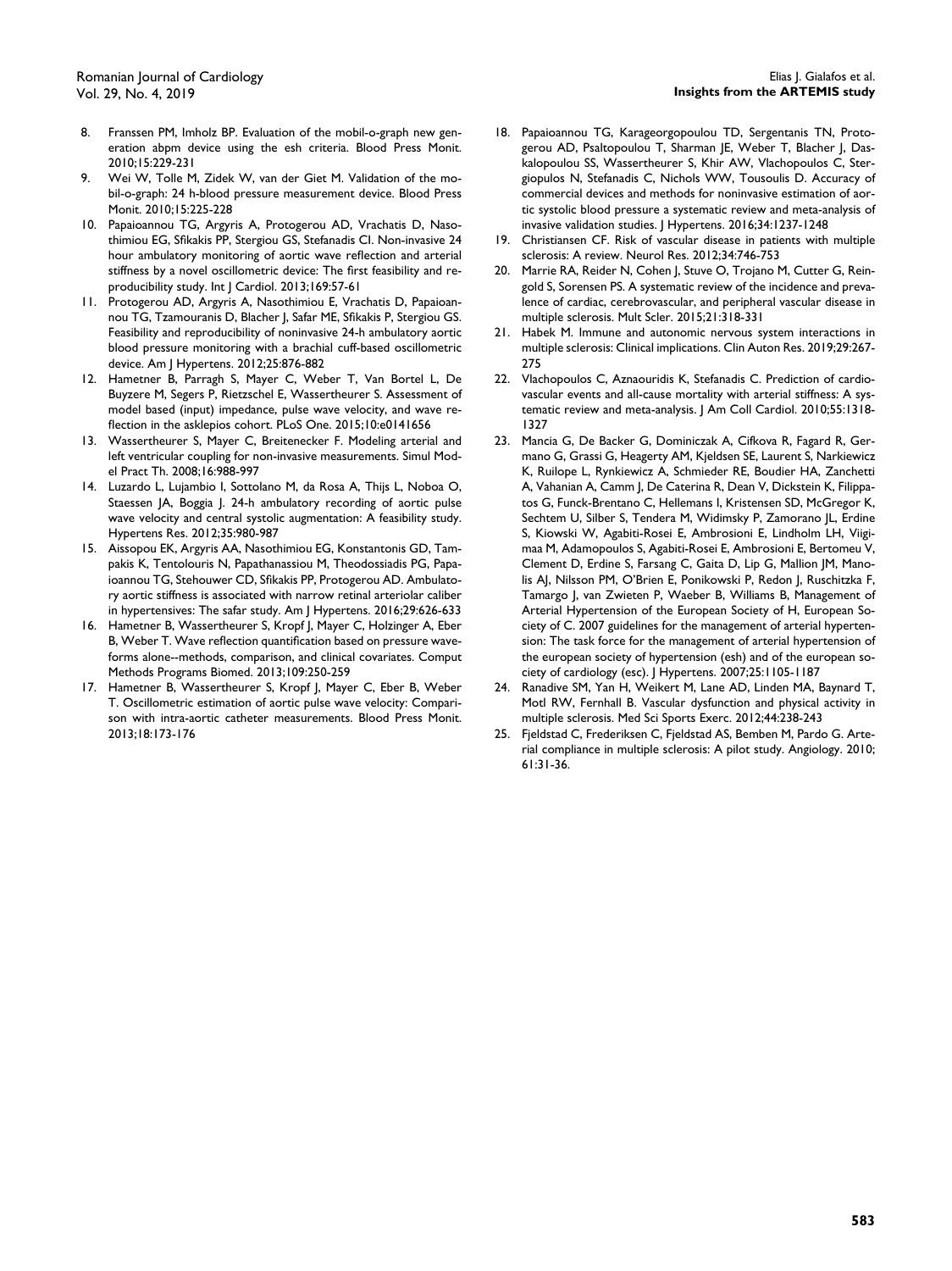8. Franssen PM, Imholz BP. Evaluation of the mobil-o-graph new generation abpm device using the esh criteria. Blood Press Monit. 2010;15:229-231
9. Wei W, Tolle M, Zidek W, van der Giet M. Validation of the mobil-o-graph: 24 h-blood pressure measurement device. Blood Press Monit. 2010;15:225-228
10. Papaioannou TG, Argyris A, Protogerou AD, Vrachatis D, Nasothimiou EG, Sfikakis PP, Stergiou GS, Stefanadis CI. Non-invasive 24 hour ambulatory monitoring of aortic wave reflection and arterial stiffness by a novel oscillometric device: The first feasibility and reproducibility study. Int J Cardiol. 2013;169:57-61
11. Protogerou AD, Argyris A, Nasothimiou E, Vrachatis D, Papaioannou TG, Tzamouranis D, Blacher J, Safar ME, Sfikakis P, Stergiou GS. Feasibility and reproducibility of noninvasive 24-h ambulatory aortic blood pressure monitoring with a brachial cuff-based oscillometric device. Am J Hypertens. 2012;25:876-882
12. Hametner B, Parragh S, Mayer C, Weber T, Van Bortel L, De Buyzere M, Segers P, Rietzschel E, Wassertheurer S. Assessment of model based (input) impedance, pulse wave velocity, and wave reflection in the asklepios cohort. PLoS One. 2015;10:e0141656
13. Wassertheurer S, Mayer C, Breitenecker F. Modeling arterial and left ventricular coupling for non-invasive measurements. Simul Model Pract Th. 2008;16:988-997
14. Luzardo L, Lujambio I, Sottolano M, da Rosa A, Thijs L, Noboa O, Staessen JA, Boggia J. 24-h ambulatory recording of aortic pulse wave velocity and central systolic augmentation: A feasibility study. Hypertens Res. 2012;35:980-987
15. Aissopou EK, Argyris AA, Nasothimiou EG, Konstantonis GD, Tampakis K, Tentolouris N, Papathanassiou M, Theodossiadis PG, Papaioannou TG, Stehouwer CD, Sfikakis PP, Protogerou AD. Ambulatory aortic stiffness is associated with narrow retinal arteriolar caliber in hypertensives: The safar study. Am J Hypertens. 2016;29:626-633
16. Hametner B, Wassertheurer S, Kropf J, Mayer C, Holzinger A, Eber B, Weber T. Wave reflection quantification based on pressure waveforms alone--methods, comparison, and clinical covariates. Comput Methods Programs Biomed. 2013;109:250-259
17. Hametner B, Wassertheurer S, Kropf J, Mayer C, Eber B, Weber T. Oscillometric estimation of aortic pulse wave velocity: Comparison with intra-aortic catheter measurements. Blood Press Monit. 2013;18:173-176
18. Papaioannou TG, Karageorgopoulou TD, Sergentanis TN, Protogerou AD, Psaltopoulou T, Sharman JE, Weber T, Blacher J, Daskalopoulou SS, Wassertheurer S, Khir AW, Vlachopoulos C, Stergiopulos N, Stefanadis C, Nichols WW, Tousoulis D. Accuracy of commercial devices and methods for noninvasive estimation of aortic systolic blood pressure a systematic review and meta-analysis of invasive validation studies. J Hypertens. 2016;34:1237-1248
19. Christiansen CF. Risk of vascular disease in patients with multiple sclerosis: A review. Neurol Res. 2012;34:746-753
20. Marrie RA, Reider N, Cohen J, Stuve O, Trojano M, Cutter G, Reingold S, Sorensen PS. A systematic review of the incidence and prevalence of cardiac, cerebrovascular, and peripheral vascular disease in multiple sclerosis. Mult Scler. 2015;21:318-331
21. Habek M. Immune and autonomic nervous system interactions in multiple sclerosis: Clinical implications. Clin Auton Res. 2019;29:267-275
22. Vlachopoulos C, Aznaouridis K, Stefanadis C. Prediction of cardiovascular events and all-cause mortality with arterial stiffness: A systematic review and meta-analysis. J Am Coll Cardiol. 2010;55:1318-1327
23. Mancia G, De Backer G, Dominiczak A, Cifkova R, Fagard R, Germano G, Grassi G, Heagerty AM, Kjeldsen SE, Laurent S, Narkiewicz K, Ruilope L, Rynkiewicz A, Schmieder RE, Boudier HA, Zanchetti A, Vahanian A, Camm J, De Caterina R, Dean V, Dickstein K, Filippatos G, Funck-Brentano C, Hellemans I, Kristensen SD, McGregor K, Sechtem U, Silber S, Tendera M, Widimsky P, Zamorano JL, Erdine S, Kiowski W, Agabiti-Rosei E, Ambrosioni E, Lindholm LH, Viigimaa M, Adamopoulos S, Agabiti-Rosei E, Ambrosioni E, Bertomeu V, Clement D, Erdine S, Farsang C, Gaita D, Lip G, Mallion JM, Manolis AJ, Nilsson PM, O'Brien E, Ponikowski P, Redon J, Ruschitzka F, Tamargo J, van Zwieten P, Waeber B, Williams B, Management of Arterial Hypertension of the European Society of H, European Society of C. 2007 guidelines for the management of arterial hypertension: The task force for the management of arterial hypertension of the european society of hypertension (esh) and of the european society of cardiology (esc). J Hypertens. 2007;25:1105-1187
24. Ranadive SM, Yan H, Weikert M, Lane AD, Linden MA, Baynard T, Motl RW, Fernhall B. Vascular dysfunction and physical activity in multiple sclerosis. Med Sci Sports Exerc. 2012;44:238-243
25. Fjeldstad C, Frederiksen C, Fjeldstad AS, Bemben M, Pardo G. Arterial compliance in multiple sclerosis: A pilot study. Angiology. 2010; 61:31-36.